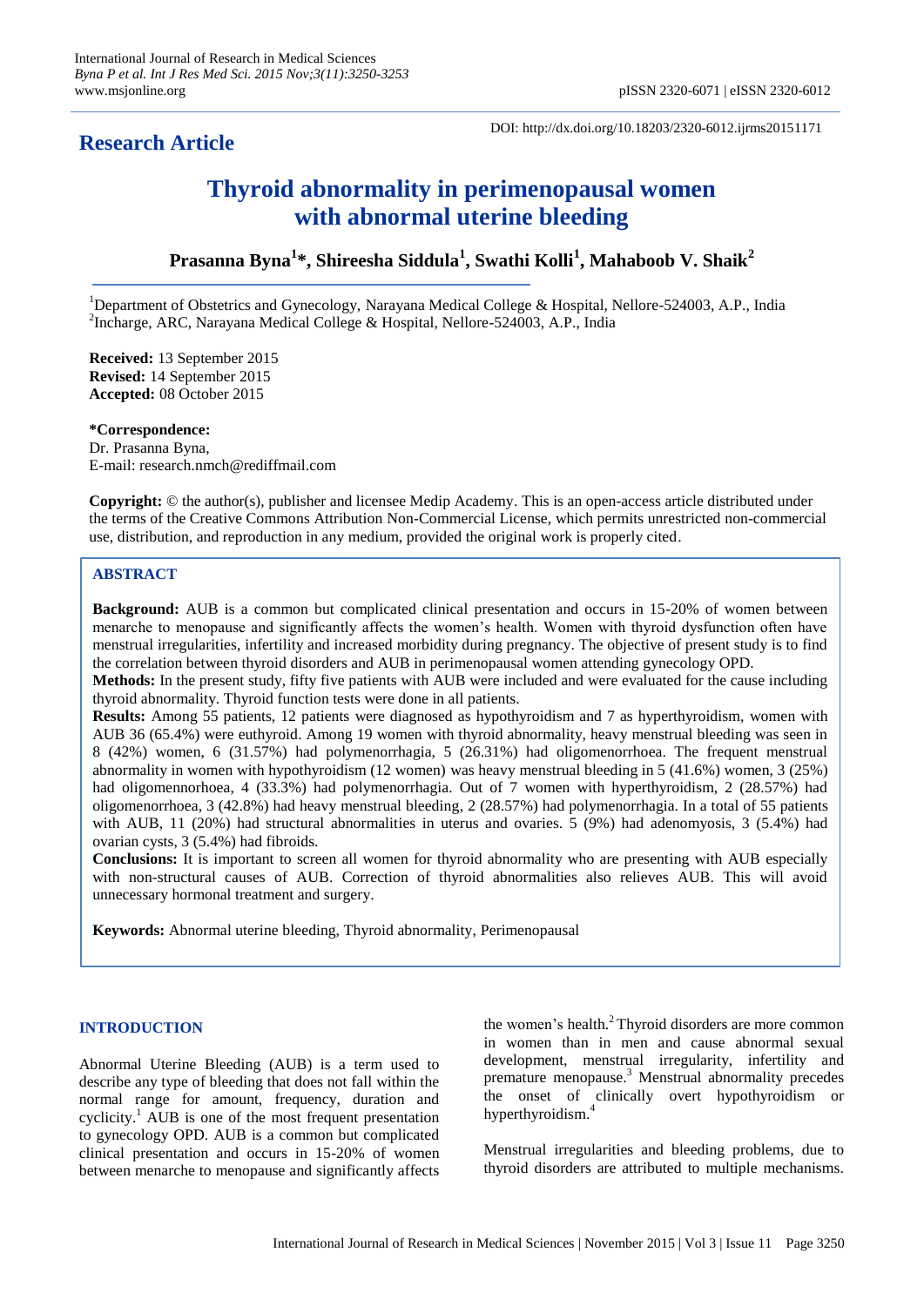**Research Article**

DOI: http://dx.doi.org/10.18203/2320-6012.ijrms20151171

# Thyroid abnormality in perimenopausal women with abnormal uterine bleeding

**Prasanna Byna[1]*, Shireesha Siddula[1], Swathi Kolli[1], Mahaboob V. Shaik[2]**

[1]Department of Obstetrics and Gynecology, Narayana Medical College & Hospital, Nellore-524003, A.P., India
[2]Incharge, ARC, Narayana Medical College & Hospital, Nellore-524003, A.P., India

**Received:** 13 September 2015
**Revised:** 14 September 2015
**Accepted:** 08 October 2015

***Correspondence:**
Dr. Prasanna Byna,
E-mail: research.nmch@rediffmail.com

**Copyright:** © the author(s), publisher and licensee Medip Academy. This is an open-access article distributed under the terms of the Creative Commons Attribution Non-Commercial License, which permits unrestricted non-commercial use, distribution, and reproduction in any medium, provided the original work is properly cited.

## ABSTRACT

**Background:** AUB is a common but complicated clinical presentation and occurs in 15-20% of women between menarche to menopause and significantly affects the women's health. Women with thyroid dysfunction often have menstrual irregularities, infertility and increased morbidity during pregnancy. The objective of present study is to find the correlation between thyroid disorders and AUB in perimenopausal women attending gynecology OPD.

**Methods:** In the present study, fifty five patients with AUB were included and were evaluated for the cause including thyroid abnormality. Thyroid function tests were done in all patients.

**Results:** Among 55 patients, 12 patients were diagnosed as hypothyroidism and 7 as hyperthyroidism, women with AUB 36 (65.4%) were euthyroid. Among 19 women with thyroid abnormality, heavy menstrual bleeding was seen in 8 (42%) women, 6 (31.57%) had polymenorrhagia, 5 (26.31%) had oligomenorrhoea. The frequent menstrual abnormality in women with hypothyroidism (12 women) was heavy menstrual bleeding in 5 (41.6%) women, 3 (25%) had oligomennorhoea, 4 (33.3%) had polymenorrhagia. Out of 7 women with hyperthyroidism, 2 (28.57%) had oligomenorrhoea, 3 (42.8%) had heavy menstrual bleeding, 2 (28.57%) had polymenorrhagia. In a total of 55 patients with AUB, 11 (20%) had structural abnormalities in uterus and ovaries. 5 (9%) had adenomyosis, 3 (5.4%) had ovarian cysts, 3 (5.4%) had fibroids.

**Conclusions:** It is important to screen all women for thyroid abnormality who are presenting with AUB especially with non-structural causes of AUB. Correction of thyroid abnormalities also relieves AUB. This will avoid unnecessary hormonal treatment and surgery.

**Keywords:** Abnormal uterine bleeding, Thyroid abnormality, Perimenopausal

## INTRODUCTION

Abnormal Uterine Bleeding (AUB) is a term used to describe any type of bleeding that does not fall within the normal range for amount, frequency, duration and cyclicity.[1] AUB is one of the most frequent presentation to gynecology OPD. AUB is a common but complicated clinical presentation and occurs in 15-20% of women between menarche to menopause and significantly affects the women's health.[2] Thyroid disorders are more common in women than in men and cause abnormal sexual development, menstrual irregularity, infertility and premature menopause.[3] Menstrual abnormality precedes the onset of clinically overt hypothyroidism or hyperthyroidism.[4]

Menstrual irregularities and bleeding problems, due to thyroid disorders are attributed to multiple mechanisms.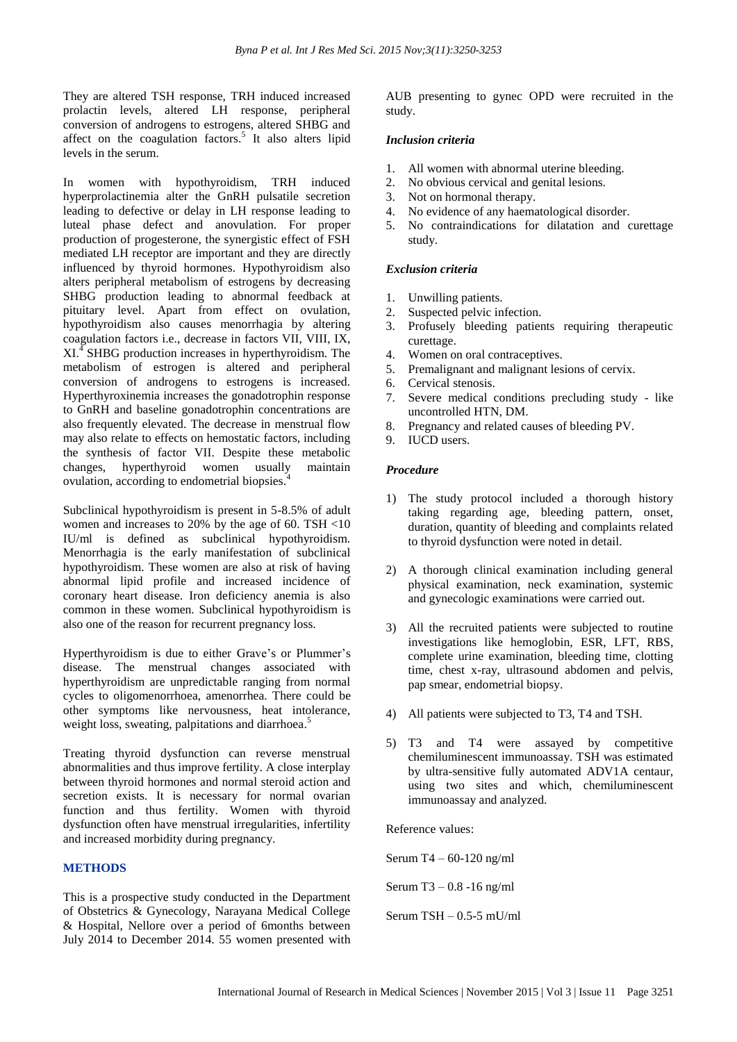They are altered TSH response, TRH induced increased prolactin levels, altered LH response, peripheral conversion of androgens to estrogens, altered SHBG and affect on the coagulation factors.[5] It also alters lipid levels in the serum.

In women with hypothyroidism, TRH induced hyperprolactinemia alter the GnRH pulsatile secretion leading to defective or delay in LH response leading to luteal phase defect and anovulation. For proper production of progesterone, the synergistic effect of FSH mediated LH receptor are important and they are directly influenced by thyroid hormones. Hypothyroidism also alters peripheral metabolism of estrogens by decreasing SHBG production leading to abnormal feedback at pituitary level. Apart from effect on ovulation, hypothyroidism also causes menorrhagia by altering coagulation factors i.e., decrease in factors VII, VIII, IX, XI.[4] SHBG production increases in hyperthyroidism. The metabolism of estrogen is altered and peripheral conversion of androgens to estrogens is increased. Hyperthyroxinemia increases the gonadotrophin response to GnRH and baseline gonadotrophin concentrations are also frequently elevated. The decrease in menstrual flow may also relate to effects on hemostatic factors, including the synthesis of factor VII. Despite these metabolic changes, hyperthyroid women usually maintain ovulation, according to endometrial biopsies.[4]

Subclinical hypothyroidism is present in 5-8.5% of adult women and increases to 20% by the age of 60. TSH <10 IU/ml is defined as subclinical hypothyroidism. Menorrhagia is the early manifestation of subclinical hypothyroidism. These women are also at risk of having abnormal lipid profile and increased incidence of coronary heart disease. Iron deficiency anemia is also common in these women. Subclinical hypothyroidism is also one of the reason for recurrent pregnancy loss.

Hyperthyroidism is due to either Grave's or Plummer's disease. The menstrual changes associated with hyperthyroidism are unpredictable ranging from normal cycles to oligomenorrhoea, amenorrhea. There could be other symptoms like nervousness, heat intolerance, weight loss, sweating, palpitations and diarrhoea.[5]

Treating thyroid dysfunction can reverse menstrual abnormalities and thus improve fertility. A close interplay between thyroid hormones and normal steroid action and secretion exists. It is necessary for normal ovarian function and thus fertility. Women with thyroid dysfunction often have menstrual irregularities, infertility and increased morbidity during pregnancy.

## METHODS

This is a prospective study conducted in the Department of Obstetrics & Gynecology, Narayana Medical College & Hospital, Nellore over a period of 6months between July 2014 to December 2014. 55 women presented with AUB presenting to gynec OPD were recruited in the study.

### *Inclusion criteria*

1. All women with abnormal uterine bleeding.
2. No obvious cervical and genital lesions.
3. Not on hormonal therapy.
4. No evidence of any haematological disorder.
5. No contraindications for dilatation and curettage study.

### *Exclusion criteria*

1. Unwilling patients.
2. Suspected pelvic infection.
3. Profusely bleeding patients requiring therapeutic curettage.
4. Women on oral contraceptives.
5. Premalignant and malignant lesions of cervix.
6. Cervical stenosis.
7. Severe medical conditions precluding study - like uncontrolled HTN, DM.
8. Pregnancy and related causes of bleeding PV.
9. IUCD users.

### *Procedure*

1) The study protocol included a thorough history taking regarding age, bleeding pattern, onset, duration, quantity of bleeding and complaints related to thyroid dysfunction were noted in detail.

2) A thorough clinical examination including general physical examination, neck examination, systemic and gynecologic examinations were carried out.

3) All the recruited patients were subjected to routine investigations like hemoglobin, ESR, LFT, RBS, complete urine examination, bleeding time, clotting time, chest x-ray, ultrasound abdomen and pelvis, pap smear, endometrial biopsy.

4) All patients were subjected to T3, T4 and TSH.

5) T3 and T4 were assayed by competitive chemiluminescent immunoassay. TSH was estimated by ultra-sensitive fully automated ADV1A centaur, using two sites and which, chemiluminescent immunoassay and analyzed.

Reference values:

Serum T4 – 60-120 ng/ml

Serum T3 – 0.8 -16 ng/ml

Serum TSH – 0.5-5 mU/ml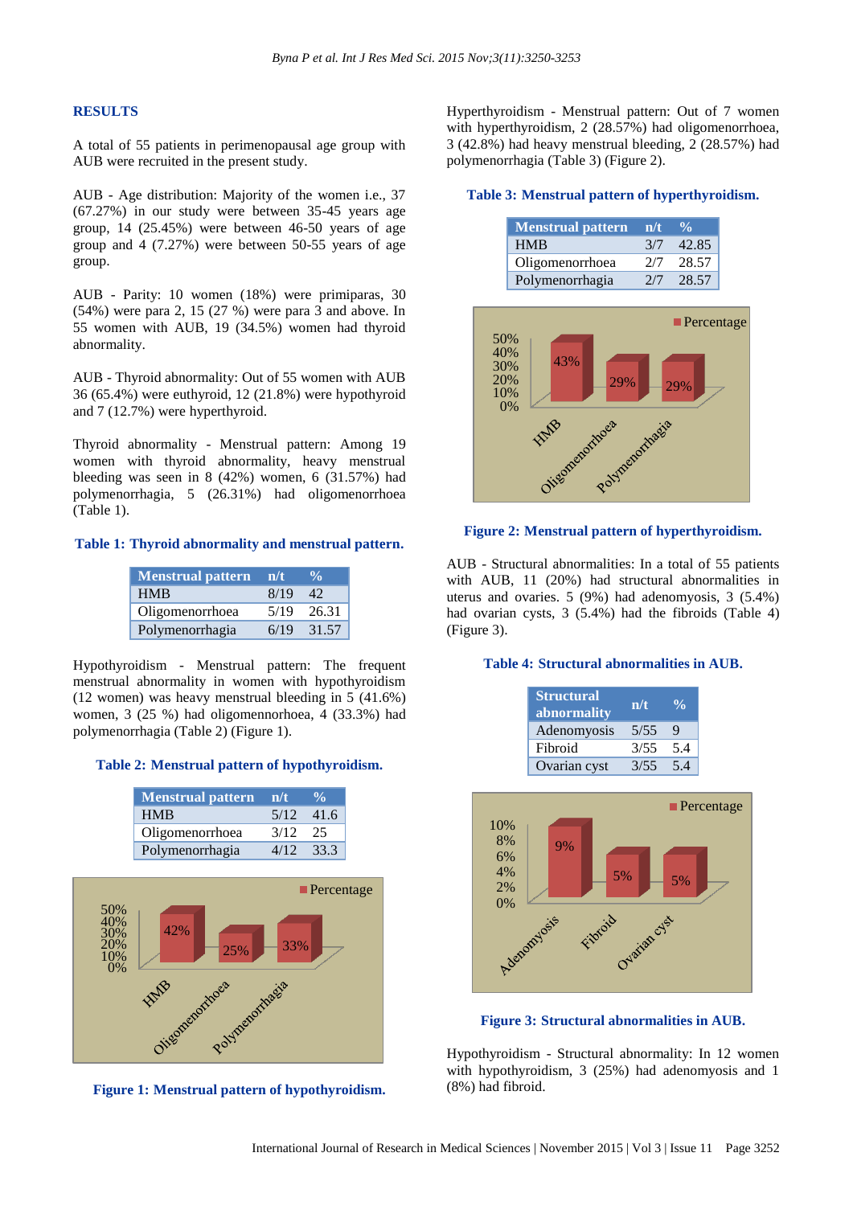## RESULTS

A total of 55 patients in perimenopausal age group with AUB were recruited in the present study.

AUB - Age distribution: Majority of the women i.e., 37 (67.27%) in our study were between 35-45 years age group, 14 (25.45%) were between 46-50 years of age group and 4 (7.27%) were between 50-55 years of age group.

AUB - Parity: 10 women (18%) were primiparas, 30 (54%) were para 2, 15 (27 %) were para 3 and above. In 55 women with AUB, 19 (34.5%) women had thyroid abnormality.

AUB - Thyroid abnormality: Out of 55 women with AUB 36 (65.4%) were euthyroid, 12 (21.8%) were hypothyroid and 7 (12.7%) were hyperthyroid.

Thyroid abnormality - Menstrual pattern: Among 19 women with thyroid abnormality, heavy menstrual bleeding was seen in 8 (42%) women, 6 (31.57%) had polymenorrhagia, 5 (26.31%) had oligomenorrhoea (Table 1).

**Table 1: Thyroid abnormality and menstrual pattern.**

| Menstrual pattern | n/t | % |
|---|---|---|
| HMB | 8/19 | 42 |
| Oligomenorrhoea | 5/19 | 26.31 |
| Polymenorrhagia | 6/19 | 31.57 |

Hypothyroidism - Menstrual pattern: The frequent menstrual abnormality in women with hypothyroidism (12 women) was heavy menstrual bleeding in 5 (41.6%) women, 3 (25 %) had oligomennorhoea, 4 (33.3%) had polymenorrhagia (Table 2) (Figure 1).

**Table 2: Menstrual pattern of hypothyroidism.**

| Menstrual pattern | n/t | % |
|---|---|---|
| HMB | 5/12 | 41.6 |
| Oligomenorrhoea | 3/12 | 25 |
| Polymenorrhagia | 4/12 | 33.3 |

**Figure 1: Menstrual pattern of hypothyroidism.**

Hyperthyroidism - Menstrual pattern: Out of 7 women with hyperthyroidism, 2 (28.57%) had oligomenorrhoea, 3 (42.8%) had heavy menstrual bleeding, 2 (28.57%) had polymenorrhagia (Table 3) (Figure 2).

**Table 3: Menstrual pattern of hyperthyroidism.**

| Menstrual pattern | n/t | % |
|---|---|---|
| HMB | 3/7 | 42.85 |
| Oligomenorrhoea | 2/7 | 28.57 |
| Polymenorrhagia | 2/7 | 28.57 |

**Figure 2: Menstrual pattern of hyperthyroidism.**

AUB - Structural abnormalities: In a total of 55 patients with AUB, 11 (20%) had structural abnormalities in uterus and ovaries. 5 (9%) had adenomyosis, 3 (5.4%) had ovarian cysts, 3 (5.4%) had the fibroids (Table 4) (Figure 3).

**Table 4: Structural abnormalities in AUB.**

| Structural abnormality | n/t | % |
|---|---|---|
| Adenomyosis | 5/55 | 9 |
| Fibroid | 3/55 | 5.4 |
| Ovarian cyst | 3/55 | 5.4 |

**Figure 3: Structural abnormalities in AUB.**

Hypothyroidism - Structural abnormality: In 12 women with hypothyroidism, 3 (25%) had adenomyosis and 1 (8%) had fibroid.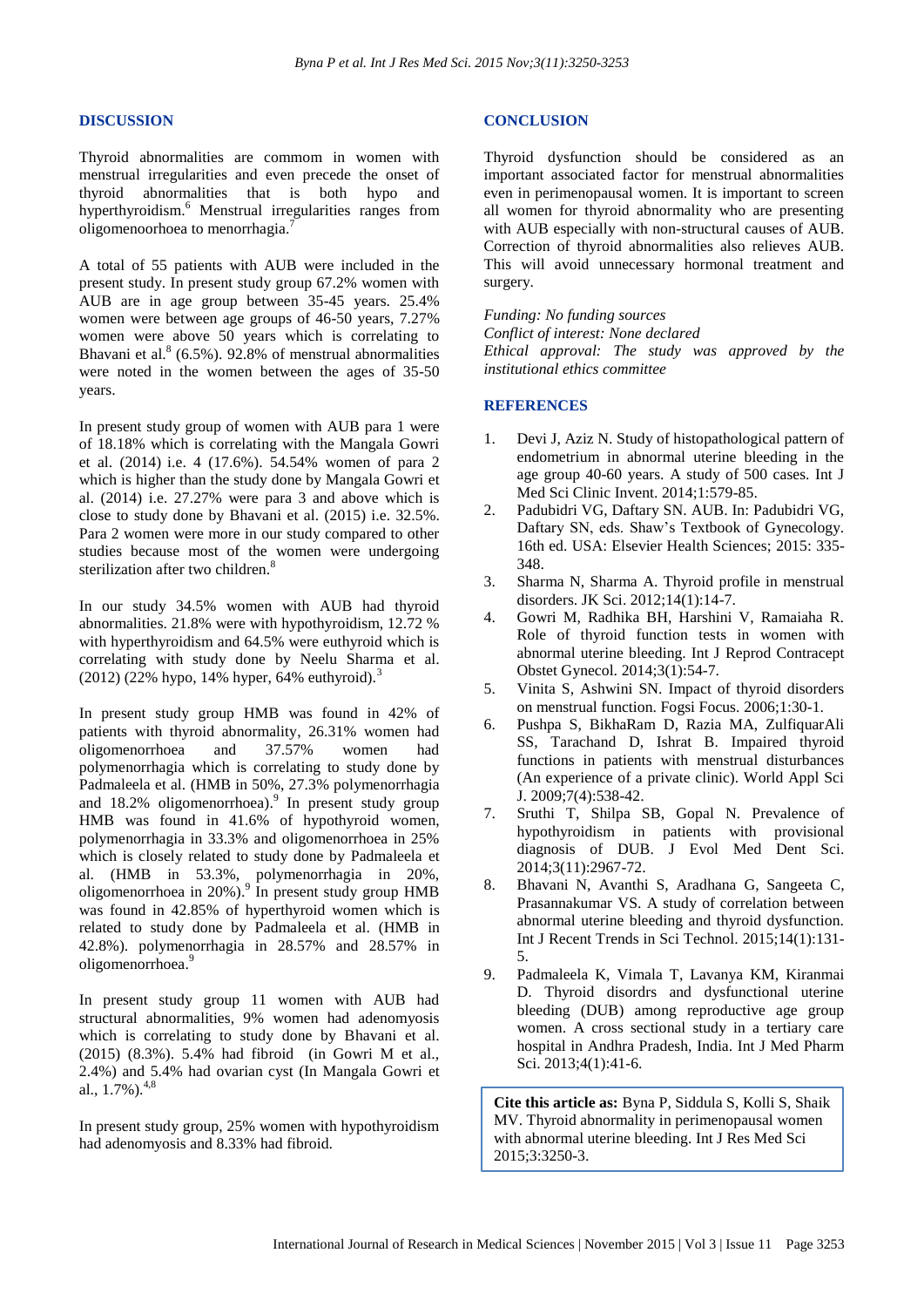## DISCUSSION

Thyroid abnormalities are commom in women with menstrual irregularities and even precede the onset of thyroid abnormalities that is both hypo and hyperthyroidism.[6] Menstrual irregularities ranges from oligomenoorhoea to menorrhagia.[7]

A total of 55 patients with AUB were included in the present study. In present study group 67.2% women with AUB are in age group between 35-45 years. 25.4% women were between age groups of 46-50 years, 7.27% women were above 50 years which is correlating to Bhavani et al.[8] (6.5%). 92.8% of menstrual abnormalities were noted in the women between the ages of 35-50 years.

In present study group of women with AUB para 1 were of 18.18% which is correlating with the Mangala Gowri et al. (2014) i.e. 4 (17.6%). 54.54% women of para 2 which is higher than the study done by Mangala Gowri et al. (2014) i.e. 27.27% were para 3 and above which is close to study done by Bhavani et al. (2015) i.e. 32.5%. Para 2 women were more in our study compared to other studies because most of the women were undergoing sterilization after two children.[8]

In our study 34.5% women with AUB had thyroid abnormalities. 21.8% were with hypothyroidism, 12.72 % with hyperthyroidism and 64.5% were euthyroid which is correlating with study done by Neelu Sharma et al. (2012) (22% hypo, 14% hyper, 64% euthyroid).[3]

In present study group HMB was found in 42% of patients with thyroid abnormality, 26.31% women had oligomenorrhoea and 37.57% women had polymenorrhagia which is correlating to study done by Padmaleela et al. (HMB in 50%, 27.3% polymenorrhagia and 18.2% oligomenorrhoea).[9] In present study group HMB was found in 41.6% of hypothyroid women, polymenorrhagia in 33.3% and oligomenorrhoea in 25% which is closely related to study done by Padmaleela et al. (HMB in 53.3%, polymenorrhagia in 20%, oligomenorrhoea in 20%).[9] In present study group HMB was found in 42.85% of hyperthyroid women which is related to study done by Padmaleela et al. (HMB in 42.8%). polymenorrhagia in 28.57% and 28.57% in oligomenorrhoea.[9]

In present study group 11 women with AUB had structural abnormalities, 9% women had adenomyosis which is correlating to study done by Bhavani et al. (2015) (8.3%). 5.4% had fibroid (in Gowri M et al., 2.4%) and 5.4% had ovarian cyst (In Mangala Gowri et al., 1.7%).[4,8]

In present study group, 25% women with hypothyroidism had adenomyosis and 8.33% had fibroid.

## CONCLUSION

Thyroid dysfunction should be considered as an important associated factor for menstrual abnormalities even in perimenopausal women. It is important to screen all women for thyroid abnormality who are presenting with AUB especially with non-structural causes of AUB. Correction of thyroid abnormalities also relieves AUB. This will avoid unnecessary hormonal treatment and surgery.

*Funding: No funding sources*
*Conflict of interest: None declared*
*Ethical approval: The study was approved by the institutional ethics committee*

## REFERENCES

1. Devi J, Aziz N. Study of histopathological pattern of endometrium in abnormal uterine bleeding in the age group 40-60 years. A study of 500 cases. Int J Med Sci Clinic Invent. 2014;1:579-85.
2. Padubidri VG, Daftary SN. AUB. In: Padubidri VG, Daftary SN, eds. Shaw's Textbook of Gynecology. 16th ed. USA: Elsevier Health Sciences; 2015: 335-348.
3. Sharma N, Sharma A. Thyroid profile in menstrual disorders. JK Sci. 2012;14(1):14-7.
4. Gowri M, Radhika BH, Harshini V, Ramaiaha R. Role of thyroid function tests in women with abnormal uterine bleeding. Int J Reprod Contracept Obstet Gynecol. 2014;3(1):54-7.
5. Vinita S, Ashwini SN. Impact of thyroid disorders on menstrual function. Fogsi Focus. 2006;1:30-1.
6. Pushpa S, BikhaRam D, Razia MA, ZulfiquarAli SS, Tarachand D, Ishrat B. Impaired thyroid functions in patients with menstrual disturbances (An experience of a private clinic). World Appl Sci J. 2009;7(4):538-42.
7. Sruthi T, Shilpa SB, Gopal N. Prevalence of hypothyroidism in patients with provisional diagnosis of DUB. J Evol Med Dent Sci. 2014;3(11):2967-72.
8. Bhavani N, Avanthi S, Aradhana G, Sangeeta C, Prasannakumar VS. A study of correlation between abnormal uterine bleeding and thyroid dysfunction. Int J Recent Trends in Sci Technol. 2015;14(1):131-5.
9. Padmaleela K, Vimala T, Lavanya KM, Kiranmai D. Thyroid disordrs and dysfunctional uterine bleeding (DUB) among reproductive age group women. A cross sectional study in a tertiary care hospital in Andhra Pradesh, India. Int J Med Pharm Sci. 2013;4(1):41-6.

**Cite this article as:** Byna P, Siddula S, Kolli S, Shaik MV. Thyroid abnormality in perimenopausal women with abnormal uterine bleeding. Int J Res Med Sci 2015;3:3250-3.